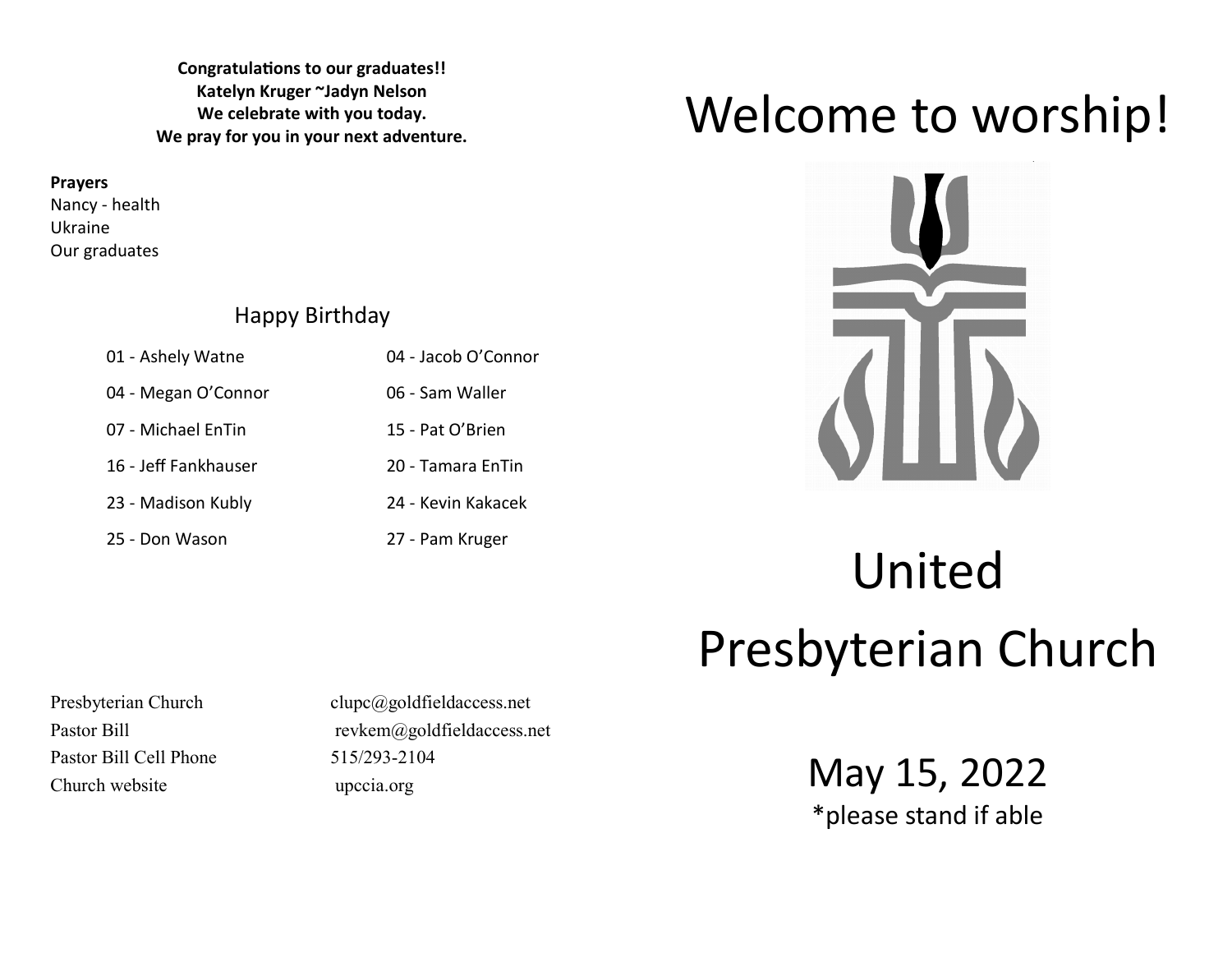**Congratulations to our graduates!!**
**Katelyn Kruger ~Jadyn Nelson**
**We celebrate with you today.**
**We pray for you in your next adventure.**

**Prayers**
Nancy - health
Ukraine
Our graduates

## Happy Birthday

| | |
|---|---|
| 01 - Ashely Watne | 04 - Jacob O'Connor |
| 04 - Megan O'Connor | 06 - Sam Waller |
| 07 - Michael EnTin | 15 - Pat O'Brien |
| 16 - Jeff Fankhauser | 20 - Tamara EnTin |
| 23 - Madison Kubly | 24 - Kevin Kakacek |
| 25 - Don Wason | 27 - Pam Kruger |

| | |
|---|---|
| Presbyterian Church | clupc@goldfieldaccess.net |
| Pastor Bill | revkem@goldfieldaccess.net |
| Pastor Bill Cell Phone | 515/293-2104 |
| Church website | upccia.org |

# Welcome to worship!

# United Presbyterian Church

## May 15, 2022

*please stand if able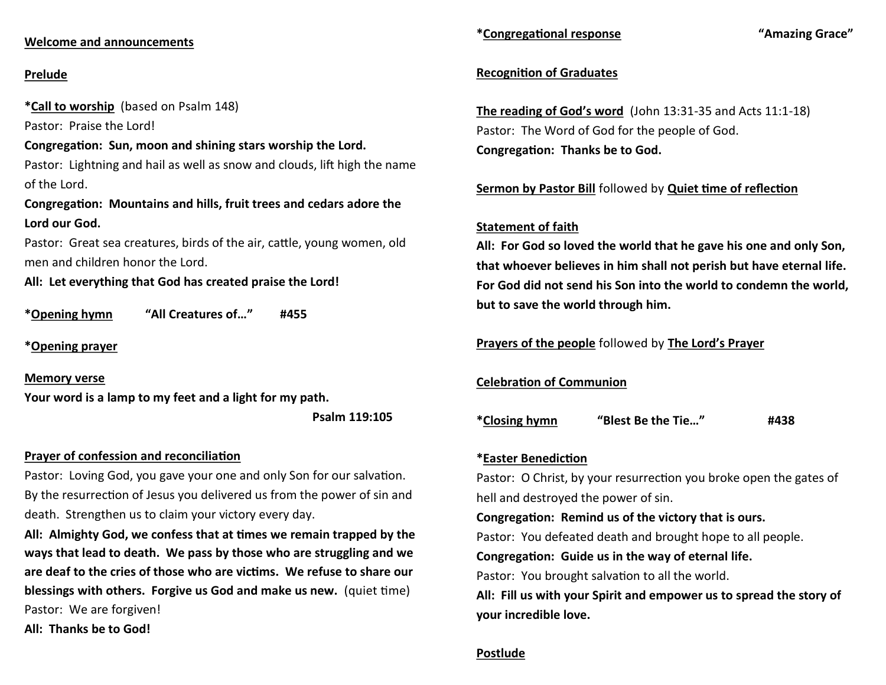**Welcome and announcements**

**Prelude**

***Call to worship** (based on Psalm 148)

Pastor: Praise the Lord!

**Congregation: Sun, moon and shining stars worship the Lord.**

Pastor: Lightning and hail as well as snow and clouds, lift high the name of the Lord.

**Congregation: Mountains and hills, fruit trees and cedars adore the Lord our God.**

Pastor: Great sea creatures, birds of the air, cattle, young women, old men and children honor the Lord.

**All: Let everything that God has created praise the Lord!**

***Opening hymn** **"All Creatures of…"** **#455**

***Opening prayer**

**Memory verse**

**Your word is a lamp to my feet and a light for my path.**

**Psalm 119:105**

**Prayer of confession and reconciliation**

Pastor: Loving God, you gave your one and only Son for our salvation. By the resurrection of Jesus you delivered us from the power of sin and death. Strengthen us to claim your victory every day.

**All: Almighty God, we confess that at times we remain trapped by the ways that lead to death. We pass by those who are struggling and we are deaf to the cries of those who are victims. We refuse to share our blessings with others. Forgive us God and make us new.** (quiet time)

Pastor: We are forgiven!

**All: Thanks be to God!**

***Congregational response** **"Amazing Grace"**

**Recognition of Graduates**

**The reading of God's word** (John 13:31-35 and Acts 11:1-18)

Pastor: The Word of God for the people of God.

**Congregation: Thanks be to God.**

**Sermon by Pastor Bill** followed by **Quiet time of reflection**

**Statement of faith**

**All: For God so loved the world that he gave his one and only Son, that whoever believes in him shall not perish but have eternal life. For God did not send his Son into the world to condemn the world, but to save the world through him.**

**Prayers of the people** followed by **The Lord's Prayer**

**Celebration of Communion**

***Closing hymn** **"Blest Be the Tie…"** **#438**

***Easter Benediction**

Pastor: O Christ, by your resurrection you broke open the gates of hell and destroyed the power of sin.

**Congregation: Remind us of the victory that is ours.**

Pastor: You defeated death and brought hope to all people.

**Congregation: Guide us in the way of eternal life.**

Pastor: You brought salvation to all the world.

**All: Fill us with your Spirit and empower us to spread the story of your incredible love.**

**Postlude**